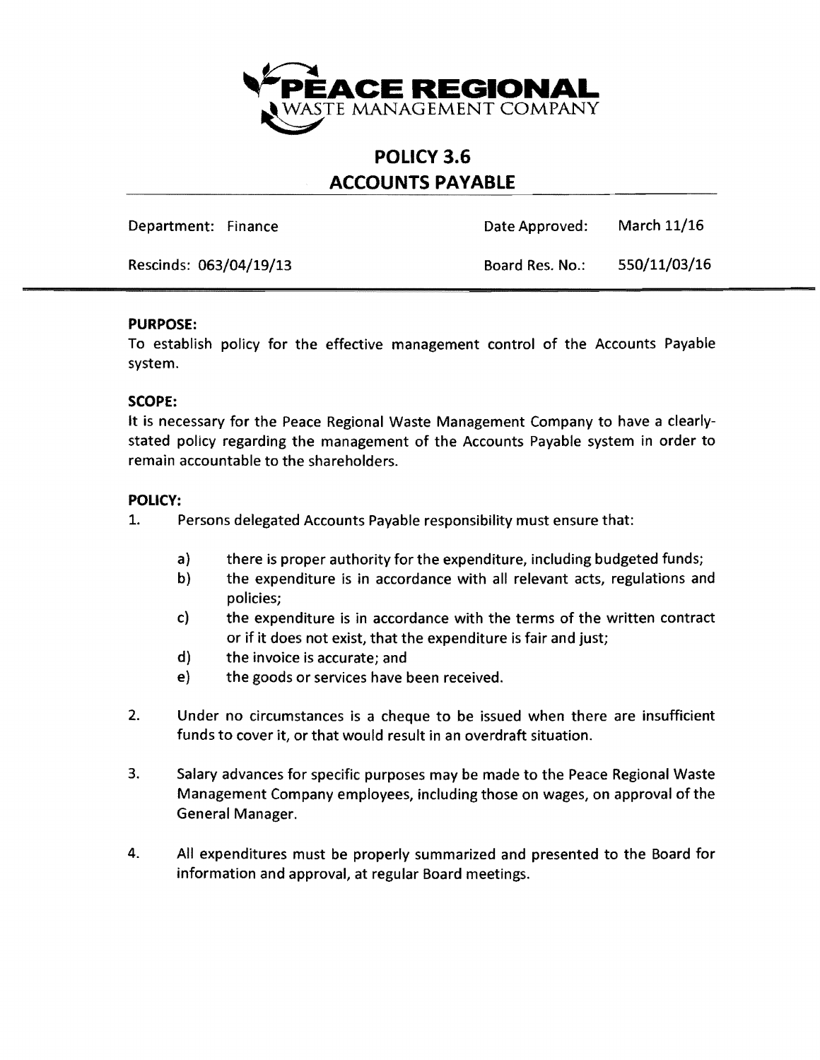**PEACE REGIONAL**
WASTE MANAGEMENT COMPANY

# POLICY 3.6
# ACCOUNTS PAYABLE

| Department: Finance | Date Approved: | March 11/16 |
|---|---|---|
| Rescinds: 063/04/19/13 | Board Res. No.: | 550/11/03/16 |

**PURPOSE:**
To establish policy for the effective management control of the Accounts Payable system.

**SCOPE:**
It is necessary for the Peace Regional Waste Management Company to have a clearly-stated policy regarding the management of the Accounts Payable system in order to remain accountable to the shareholders.

**POLICY:**

1. Persons delegated Accounts Payable responsibility must ensure that:

   a) there is proper authority for the expenditure, including budgeted funds;
   b) the expenditure is in accordance with all relevant acts, regulations and policies;
   c) the expenditure is in accordance with the terms of the written contract or if it does not exist, that the expenditure is fair and just;
   d) the invoice is accurate; and
   e) the goods or services have been received.

2. Under no circumstances is a cheque to be issued when there are insufficient funds to cover it, or that would result in an overdraft situation.

3. Salary advances for specific purposes may be made to the Peace Regional Waste Management Company employees, including those on wages, on approval of the General Manager.

4. All expenditures must be properly summarized and presented to the Board for information and approval, at regular Board meetings.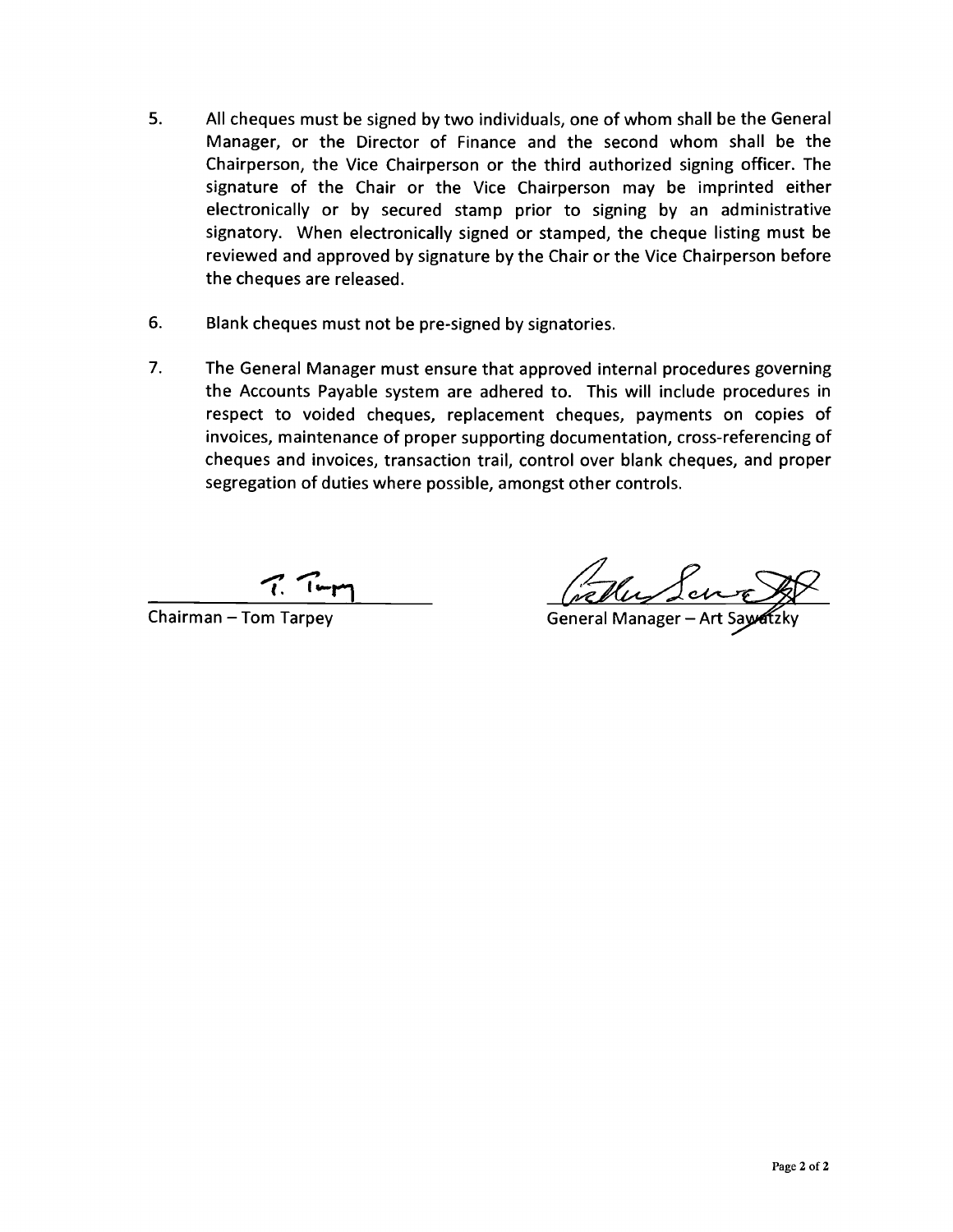5. All cheques must be signed by two individuals, one of whom shall be the General Manager, or the Director of Finance and the second whom shall be the Chairperson, the Vice Chairperson or the third authorized signing officer. The signature of the Chair or the Vice Chairperson may be imprinted either electronically or by secured stamp prior to signing by an administrative signatory. When electronically signed or stamped, the cheque listing must be reviewed and approved by signature by the Chair or the Vice Chairperson before the cheques are released.

6. Blank cheques must not be pre-signed by signatories.

7. The General Manager must ensure that approved internal procedures governing the Accounts Payable system are adhered to. This will include procedures in respect to voided cheques, replacement cheques, payments on copies of invoices, maintenance of proper supporting documentation, cross-referencing of cheques and invoices, transaction trail, control over blank cheques, and proper segregation of duties where possible, amongst other controls.

T. Tarpey
Chairman – Tom Tarpey

General Manager – Art Sawatzky